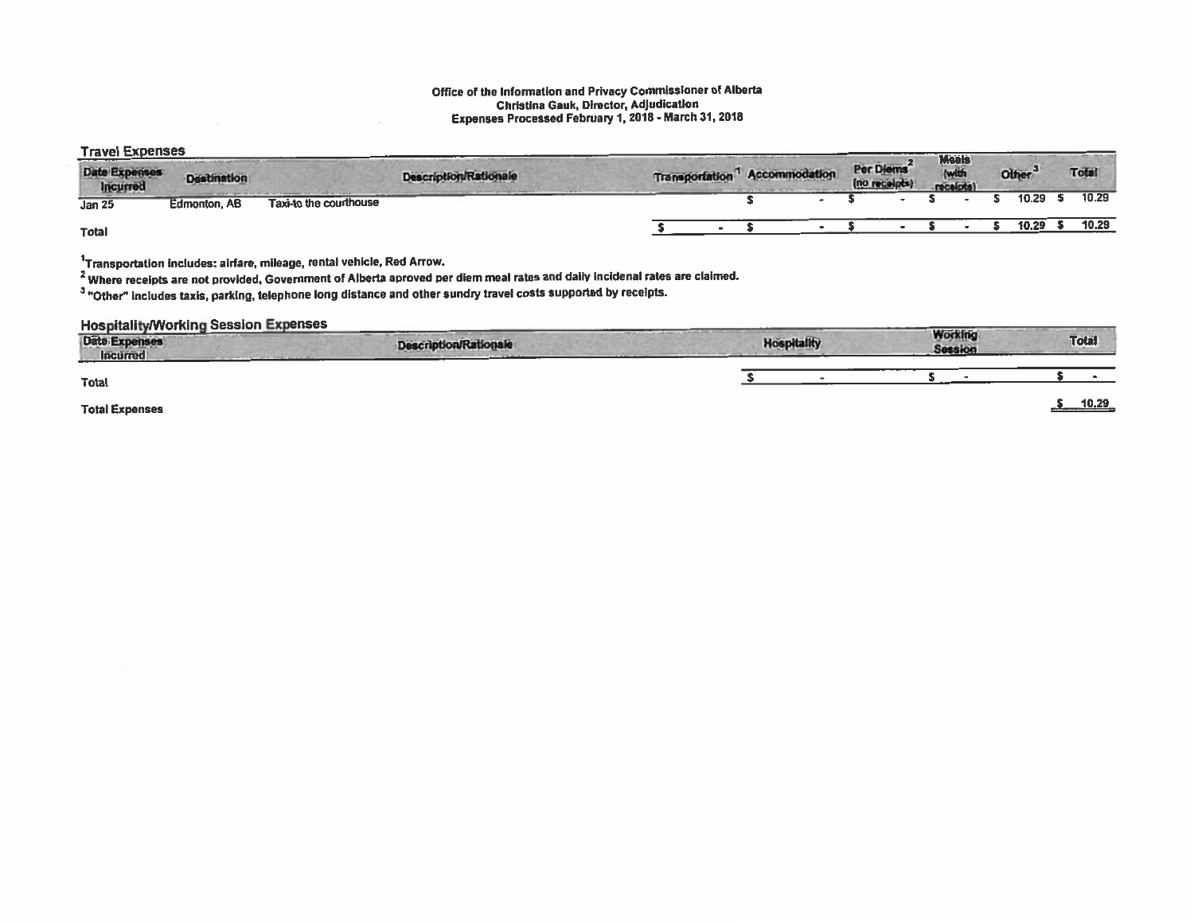Office of the Information and Privacy Commissioner of Alberta
Christina Gauk, Director, Adjudication
Expenses Processed February 1, 2018 - March 31, 2018

## Travel Expenses

| Date Expenses Incurred | Destination | Description/Rationale | Transportation[1] | Accommodation | Per Diems[2] (no receipts) | Meals (with receipts) | Other[3] | Total |
|---|---|---|---|---|---|---|---|---|
| Jan 25 | Edmonton, AB | Taxi-to the courthouse | | $ - | $ - | $ - | $ 10.29 | $ 10.29 |
| **Total** | | | $ - | $ - | $ - | $ - | $ 10.29 | $ 10.29 |

[1]Transportation includes: airfare, mileage, rental vehicle, Red Arrow.

[2] Where receipts are not provided, Government of Alberta aproved per diem meal rates and daily incidenal rates are claimed.

[3] "Other" includes taxis, parking, telephone long distance and other sundry travel costs supported by receipts.

## Hospitality/Working Session Expenses

| Date Expenses Incurred | Description/Rationale | Hospitality | Working Session | Total |
|---|---|---|---|---|
| **Total** | | $ - | $ - | $ - |

**Total Expenses** $ 10.29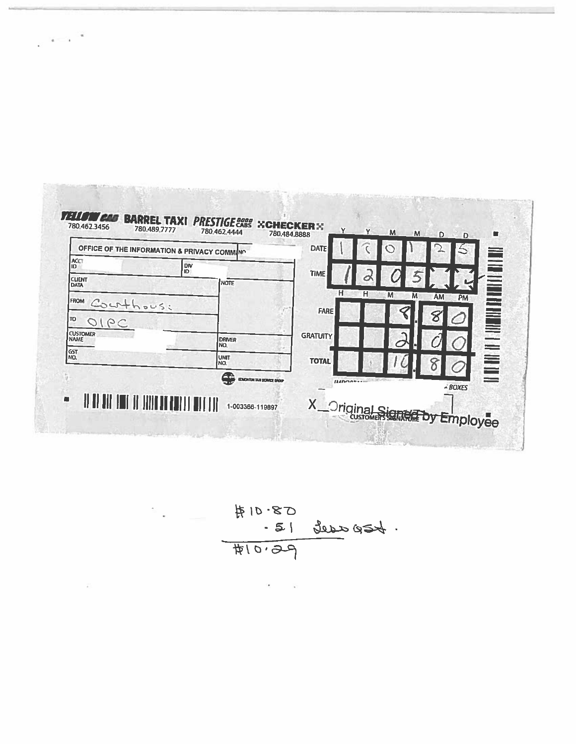YELLOW CAB 780.462.3456 | BARREL TAXI 780.489.7777 | PRESTIGE CABS 780.462.4444 | CHECKER 780.484.8888

OFFICE OF THE INFORMATION & PRIVACY COMMI NO

ACCT ID

DIV ID

CLIENT DATA

NOTE

FROM Courthouse

TO OIPC

CUSTOMER NAME

DRIVER NO.

GST NO.

UNIT NO.

EDMONTON TAXI SERVICE GROUP

1-003366-119897

| | Y | Y | M | M | D | D |
|---|---|---|---|---|---|---|
| DATE | 1 | 2 | 0 | 1 | 2 | 5 |

| | H | H | M | M | AM | PM |
|---|---|---|---|---|---|---|
| TIME | 1 | 2 | 0 | 5 | | ✓ |

| | |
|---|---|
| FARE | 8.80 |
| GRATUITY | 2.00 |
| TOTAL | 10.80 |

BOXES

X Original Signed by Employee

CUSTOMER'S SIGNATURE

$10.80
.51 less GST.
$10.29